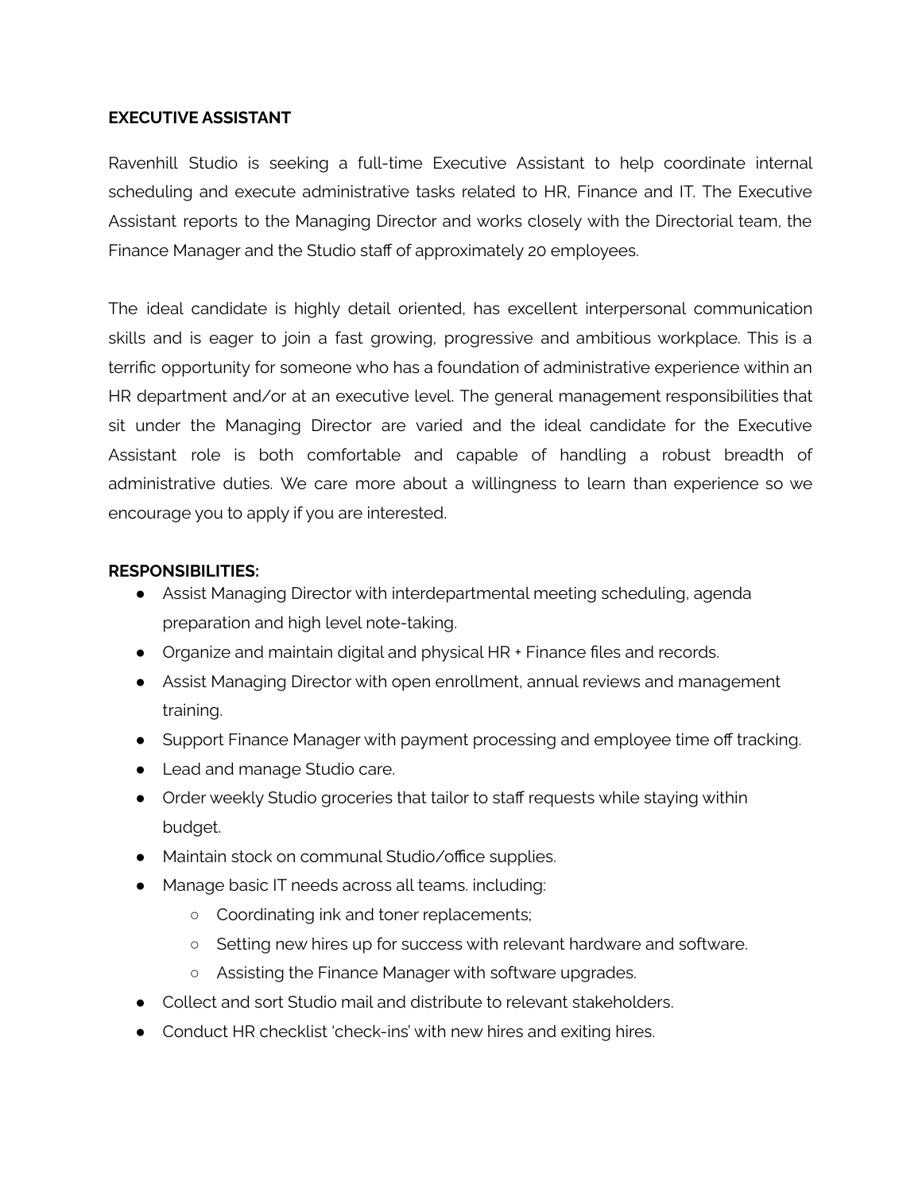**EXECUTIVE ASSISTANT**

Ravenhill Studio is seeking a full-time Executive Assistant to help coordinate internal scheduling and execute administrative tasks related to HR, Finance and IT. The Executive Assistant reports to the Managing Director and works closely with the Directorial team, the Finance Manager and the Studio staff of approximately 20 employees.

The ideal candidate is highly detail oriented, has excellent interpersonal communication skills and is eager to join a fast growing, progressive and ambitious workplace. This is a terrific opportunity for someone who has a foundation of administrative experience within an HR department and/or at an executive level. The general management responsibilities that sit under the Managing Director are varied and the ideal candidate for the Executive Assistant role is both comfortable and capable of handling a robust breadth of administrative duties. We care more about a willingness to learn than experience so we encourage you to apply if you are interested.

**RESPONSIBILITIES:**

- Assist Managing Director with interdepartmental meeting scheduling, agenda preparation and high level note-taking.
- Organize and maintain digital and physical HR + Finance files and records.
- Assist Managing Director with open enrollment, annual reviews and management training.
- Support Finance Manager with payment processing and employee time off tracking.
- Lead and manage Studio care.
- Order weekly Studio groceries that tailor to staff requests while staying within budget.
- Maintain stock on communal Studio/office supplies.
- Manage basic IT needs across all teams. including:
    - Coordinating ink and toner replacements;
    - Setting new hires up for success with relevant hardware and software.
    - Assisting the Finance Manager with software upgrades.
- Collect and sort Studio mail and distribute to relevant stakeholders.
- Conduct HR checklist 'check-ins' with new hires and exiting hires.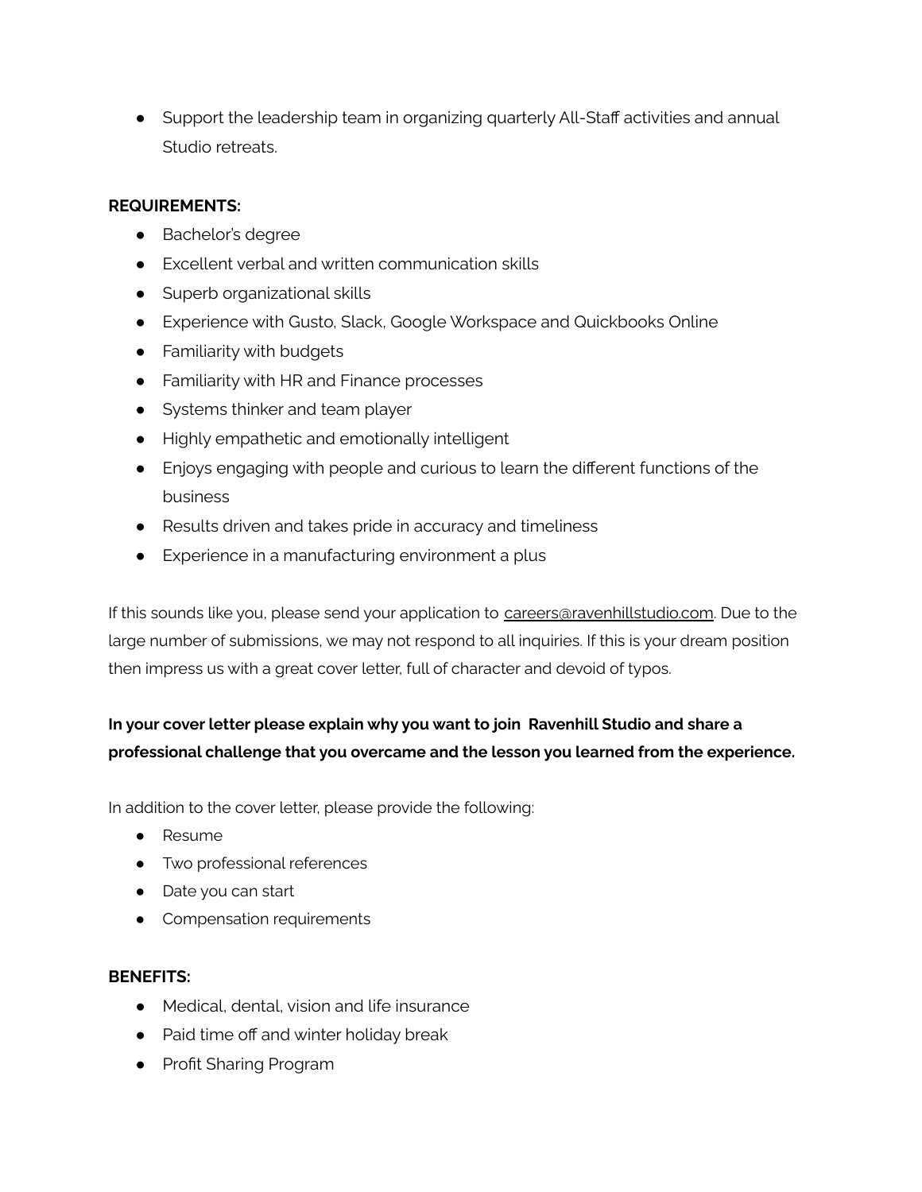- Support the leadership team in organizing quarterly All-Staff activities and annual Studio retreats.

**REQUIREMENTS:**

- Bachelor's degree
- Excellent verbal and written communication skills
- Superb organizational skills
- Experience with Gusto, Slack, Google Workspace and Quickbooks Online
- Familiarity with budgets
- Familiarity with HR and Finance processes
- Systems thinker and team player
- Highly empathetic and emotionally intelligent
- Enjoys engaging with people and curious to learn the different functions of the business
- Results driven and takes pride in accuracy and timeliness
- Experience in a manufacturing environment a plus

If this sounds like you, please send your application to careers@ravenhillstudio.com. Due to the large number of submissions, we may not respond to all inquiries. If this is your dream position then impress us with a great cover letter, full of character and devoid of typos.

**In your cover letter please explain why you want to join Ravenhill Studio and share a professional challenge that you overcame and the lesson you learned from the experience.**

In addition to the cover letter, please provide the following:

- Resume
- Two professional references
- Date you can start
- Compensation requirements

**BENEFITS:**

- Medical, dental, vision and life insurance
- Paid time off and winter holiday break
- Profit Sharing Program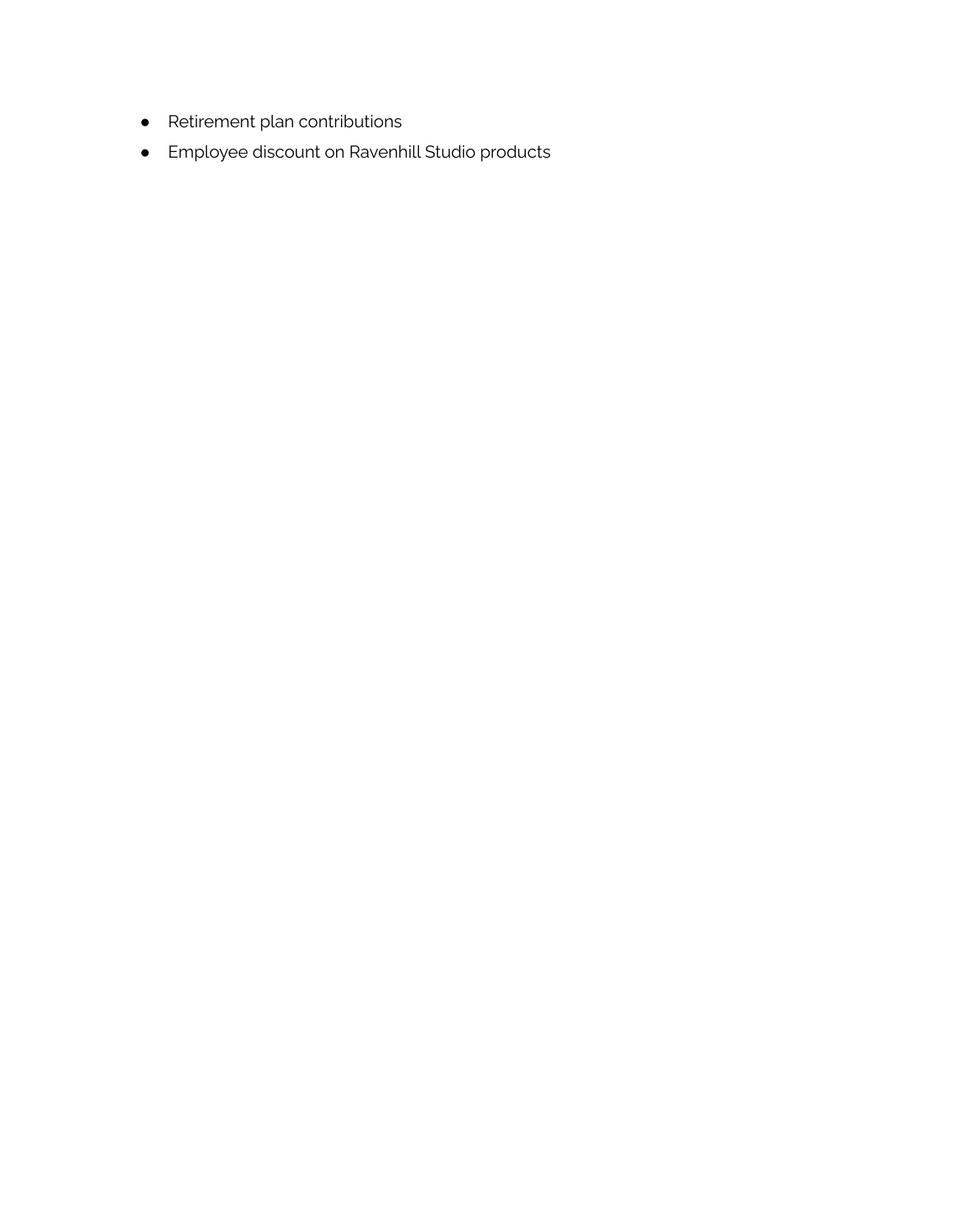- Retirement plan contributions
- Employee discount on Ravenhill Studio products